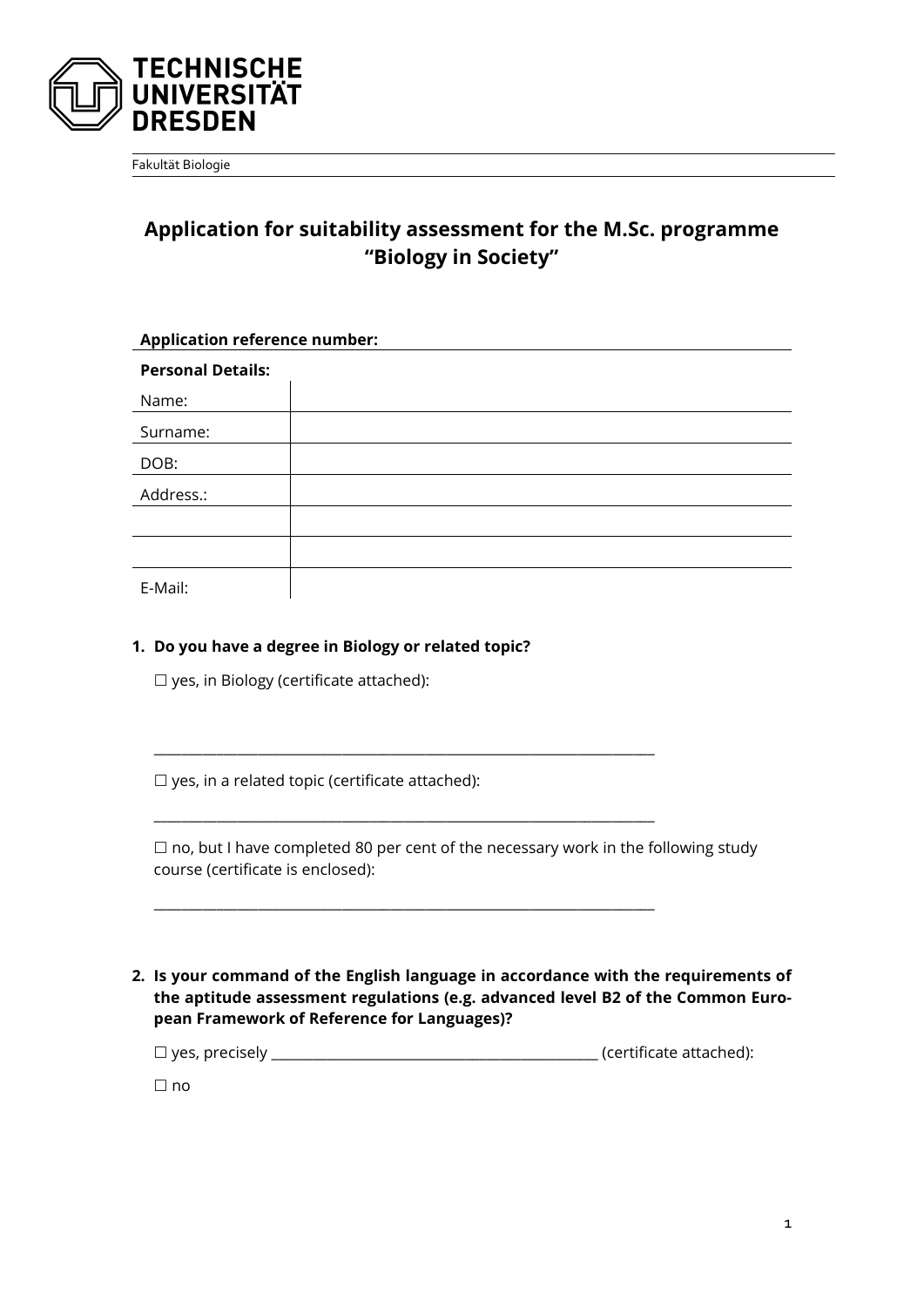TECHNISCHE UNIVERSITÄT DRESDEN

Fakultät Biologie

# Application for suitability assessment for the M.Sc. programme "Biology in Society"

**Application reference number:**

| **Personal Details:** | |
|---|---|
| Name: | |
| Surname: | |
| DOB: | |
| Address.: | |
| | |
| | |
| E-Mail: | |

**1. Do you have a degree in Biology or related topic?**

☐ yes, in Biology (certificate attached):

_______________________________________________________________________

☐ yes, in a related topic (certificate attached):

_______________________________________________________________________

☐ no, but I have completed 80 per cent of the necessary work in the following study course (certificate is enclosed):

_______________________________________________________________________

**2. Is your command of the English language in accordance with the requirements of the aptitude assessment regulations (e.g. advanced level B2 of the Common European Framework of Reference for Languages)?**

☐ yes, precisely _____________________________________________ (certificate attached):

☐ no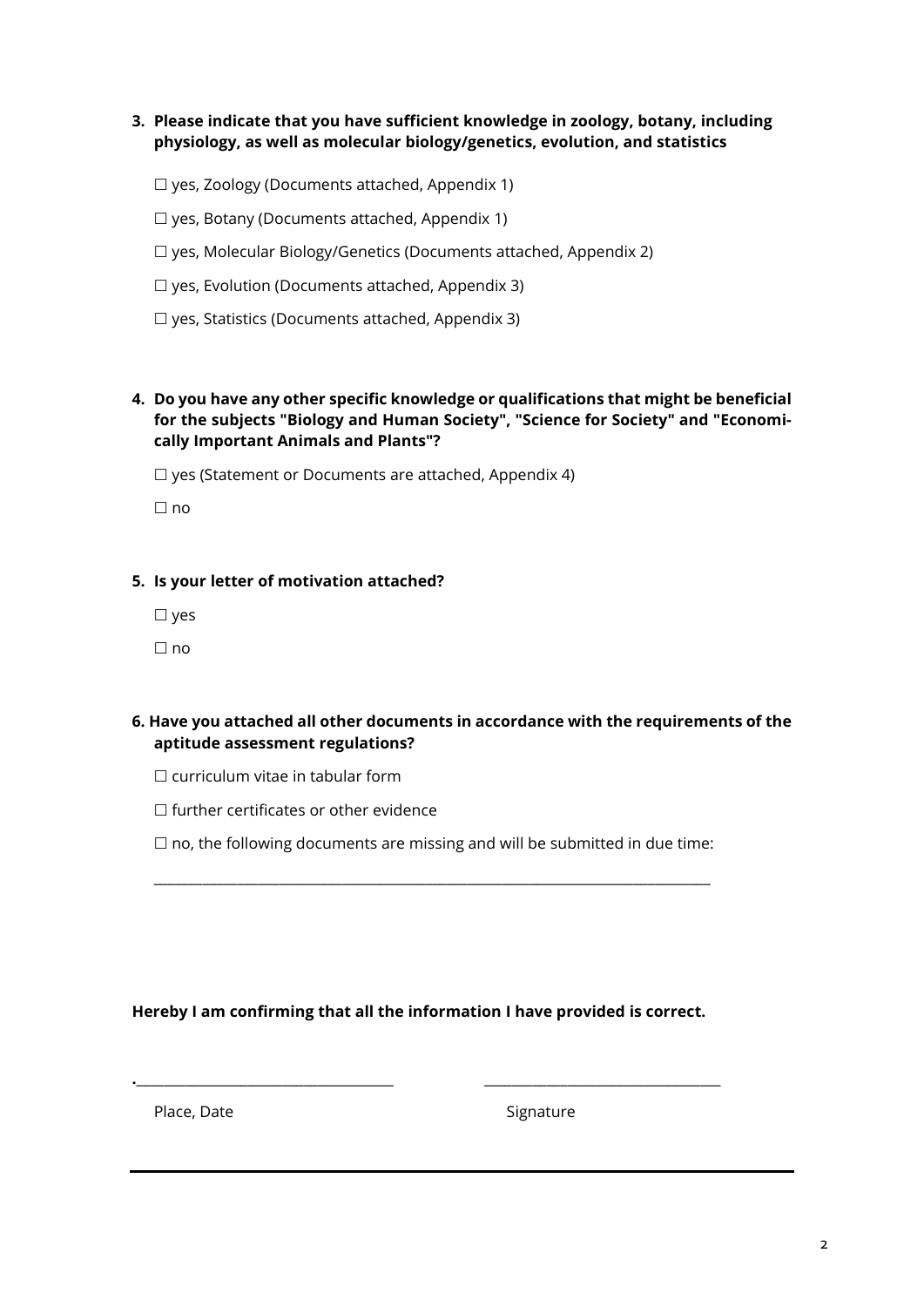3. **Please indicate that you have sufficient knowledge in zoology, botany, including physiology, as well as molecular biology/genetics, evolution, and statistics**

   ☐ yes, Zoology (Documents attached, Appendix 1)

   ☐ yes, Botany (Documents attached, Appendix 1)

   ☐ yes, Molecular Biology/Genetics (Documents attached, Appendix 2)

   ☐ yes, Evolution (Documents attached, Appendix 3)

   ☐ yes, Statistics (Documents attached, Appendix 3)

4. **Do you have any other specific knowledge or qualifications that might be beneficial for the subjects "Biology and Human Society", "Science for Society" and "Economically Important Animals and Plants"?**

   ☐ yes (Statement or Documents are attached, Appendix 4)

   ☐ no

5. **Is your letter of motivation attached?**

   ☐ yes

   ☐ no

6. **Have you attached all other documents in accordance with the requirements of the aptitude assessment regulations?**

   ☐ curriculum vitae in tabular form

   ☐ further certificates or other evidence

   ☐ no, the following documents are missing and will be submitted in due time:

   ______________________________________________________________________________

**Hereby I am confirming that all the information I have provided is correct.**

.____________________________________ ________________________________

Place, Date Signature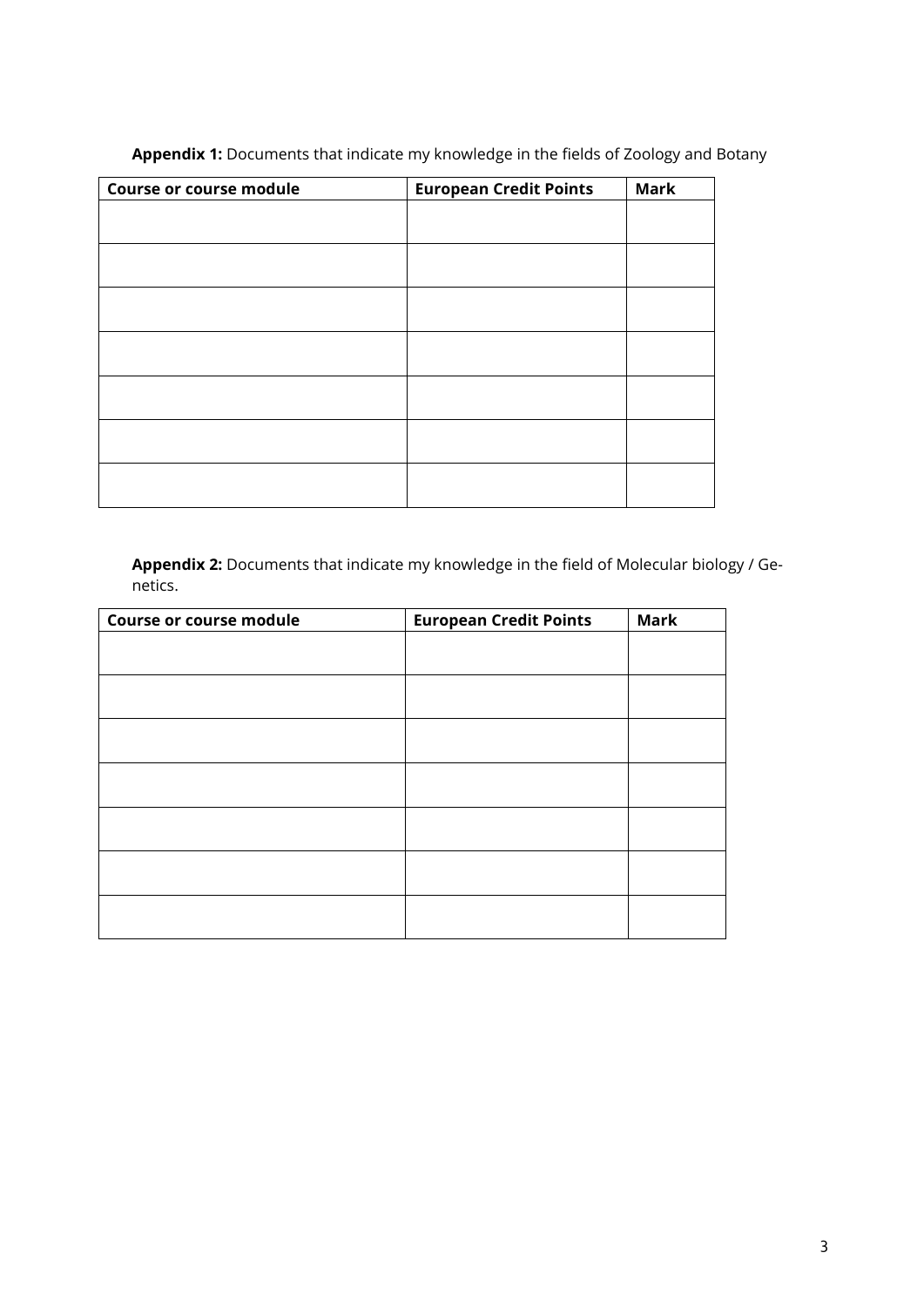**Appendix 1:** Documents that indicate my knowledge in the fields of Zoology and Botany

| Course or course module | European Credit Points | Mark |
|---|---|---|
| | | |
| | | |
| | | |
| | | |
| | | |
| | | |
| | | |

**Appendix 2:** Documents that indicate my knowledge in the field of Molecular biology / Genetics.

| Course or course module | European Credit Points | Mark |
|---|---|---|
| | | |
| | | |
| | | |
| | | |
| | | |
| | | |
| | | |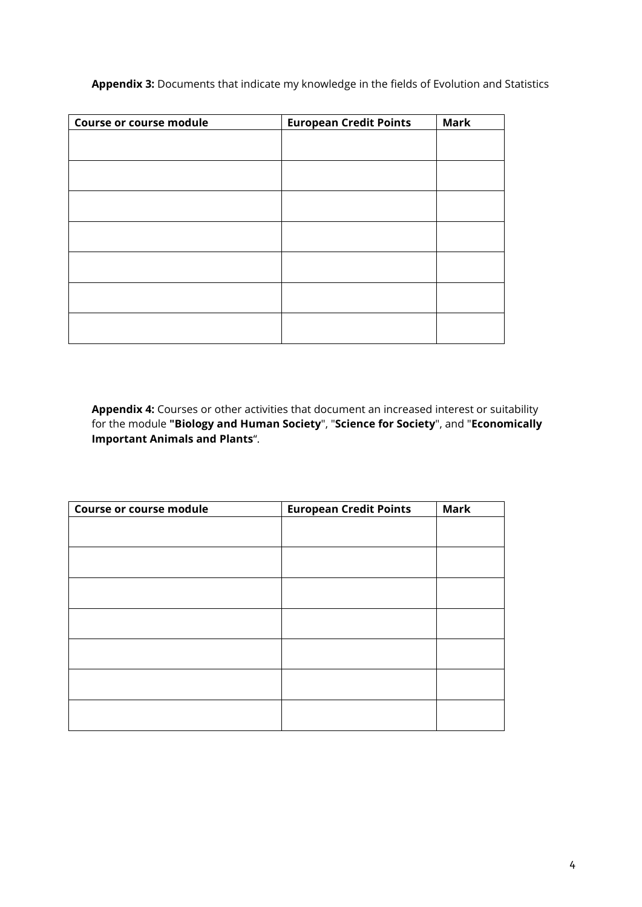**Appendix 3:** Documents that indicate my knowledge in the fields of Evolution and Statistics

| Course or course module | European Credit Points | Mark |
| --- | --- | --- |
| | | |
| | | |
| | | |
| | | |
| | | |
| | | |
| | | |

**Appendix 4:** Courses or other activities that document an increased interest or suitability for the module **"Biology and Human Society**", "**Science for Society**", and "**Economically Important Animals and Plants**".

| Course or course module | European Credit Points | Mark |
| --- | --- | --- |
| | | |
| | | |
| | | |
| | | |
| | | |
| | | |
| | | |